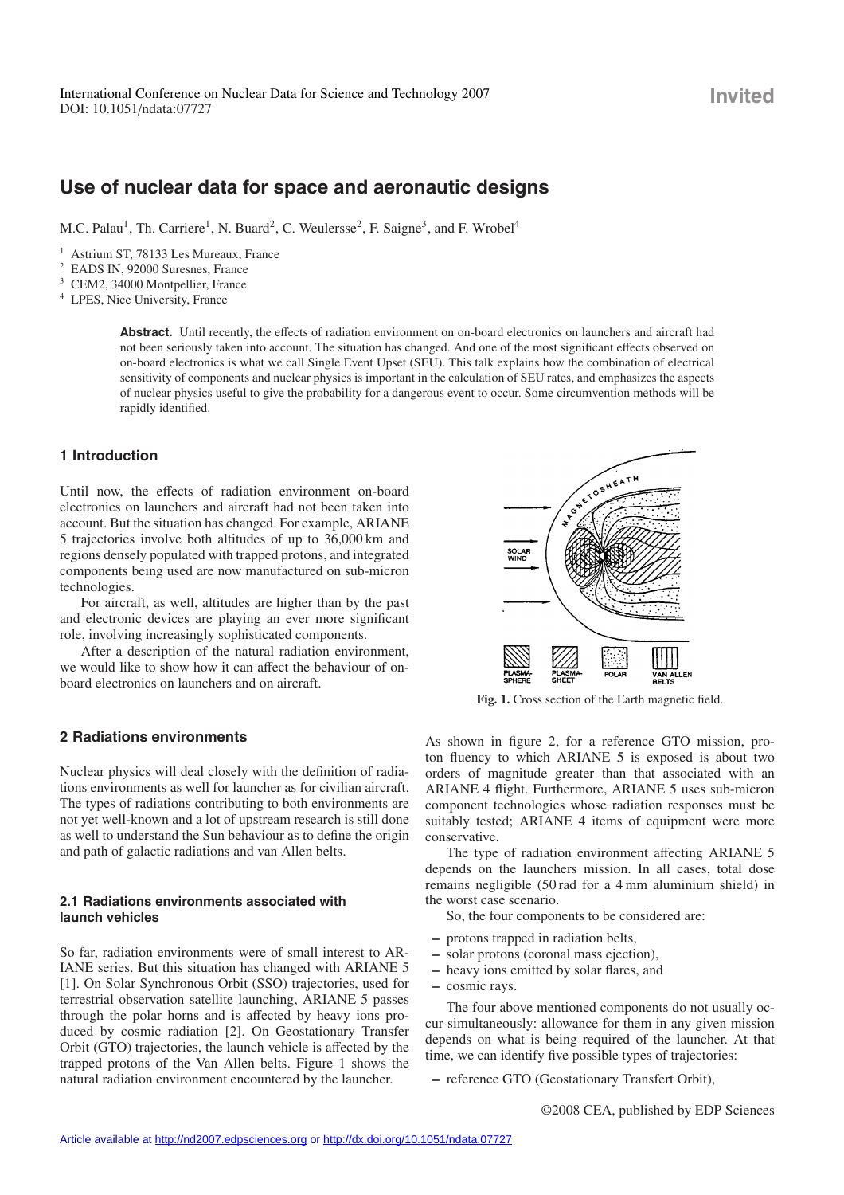International Conference on Nuclear Data for Science and Technology 2007
DOI: 10.1051/ndata:07727

Invited

# Use of nuclear data for space and aeronautic designs

M.C. Palau[1], Th. Carriere[1], N. Buard[2], C. Weulersse[2], F. Saigne[3], and F. Wrobel[4]

[1] Astrium ST, 78133 Les Mureaux, France
[2] EADS IN, 92000 Suresnes, France
[3] CEM2, 34000 Montpellier, France
[4] LPES, Nice University, France

**Abstract.** Until recently, the effects of radiation environment on on-board electronics on launchers and aircraft had not been seriously taken into account. The situation has changed. And one of the most significant effects observed on on-board electronics is what we call Single Event Upset (SEU). This talk explains how the combination of electrical sensitivity of components and nuclear physics is important in the calculation of SEU rates, and emphasizes the aspects of nuclear physics useful to give the probability for a dangerous event to occur. Some circumvention methods will be rapidly identified.

## 1 Introduction

Until now, the effects of radiation environment on-board electronics on launchers and aircraft had not been taken into account. But the situation has changed. For example, ARIANE 5 trajectories involve both altitudes of up to 36,000 km and regions densely populated with trapped protons, and integrated components being used are now manufactured on sub-micron technologies.

For aircraft, as well, altitudes are higher than by the past and electronic devices are playing an ever more significant role, involving increasingly sophisticated components.

After a description of the natural radiation environment, we would like to show how it can affect the behaviour of on-board electronics on launchers and on aircraft.

## 2 Radiations environments

Nuclear physics will deal closely with the definition of radiations environments as well for launcher as for civilian aircraft. The types of radiations contributing to both environments are not yet well-known and a lot of upstream research is still done as well to understand the Sun behaviour as to define the origin and path of galactic radiations and van Allen belts.

### 2.1 Radiations environments associated with launch vehicles

So far, radiation environments were of small interest to ARIANE series. But this situation has changed with ARIANE 5 [1]. On Solar Synchronous Orbit (SSO) trajectories, used for terrestrial observation satellite launching, ARIANE 5 passes through the polar horns and is affected by heavy ions produced by cosmic radiation [2]. On Geostationary Transfer Orbit (GTO) trajectories, the launch vehicle is affected by the trapped protons of the Van Allen belts. Figure 1 shows the natural radiation environment encountered by the launcher.

**Fig. 1.** Cross section of the Earth magnetic field.

As shown in figure 2, for a reference GTO mission, proton fluency to which ARIANE 5 is exposed is about two orders of magnitude greater than that associated with an ARIANE 4 flight. Furthermore, ARIANE 5 uses sub-micron component technologies whose radiation responses must be suitably tested; ARIANE 4 items of equipment were more conservative.

The type of radiation environment affecting ARIANE 5 depends on the launchers mission. In all cases, total dose remains negligible (50 rad for a 4 mm aluminium shield) in the worst case scenario.

So, the four components to be considered are:

- protons trapped in radiation belts,
- solar protons (coronal mass ejection),
- heavy ions emitted by solar flares, and
- cosmic rays.

The four above mentioned components do not usually occur simultaneously: allowance for them in any given mission depends on what is being required of the launcher. At that time, we can identify five possible types of trajectories:

- reference GTO (Geostationary Transfert Orbit),

©2008 CEA, published by EDP Sciences

Article available at http://nd2007.edpsciences.org or http://dx.doi.org/10.1051/ndata:07727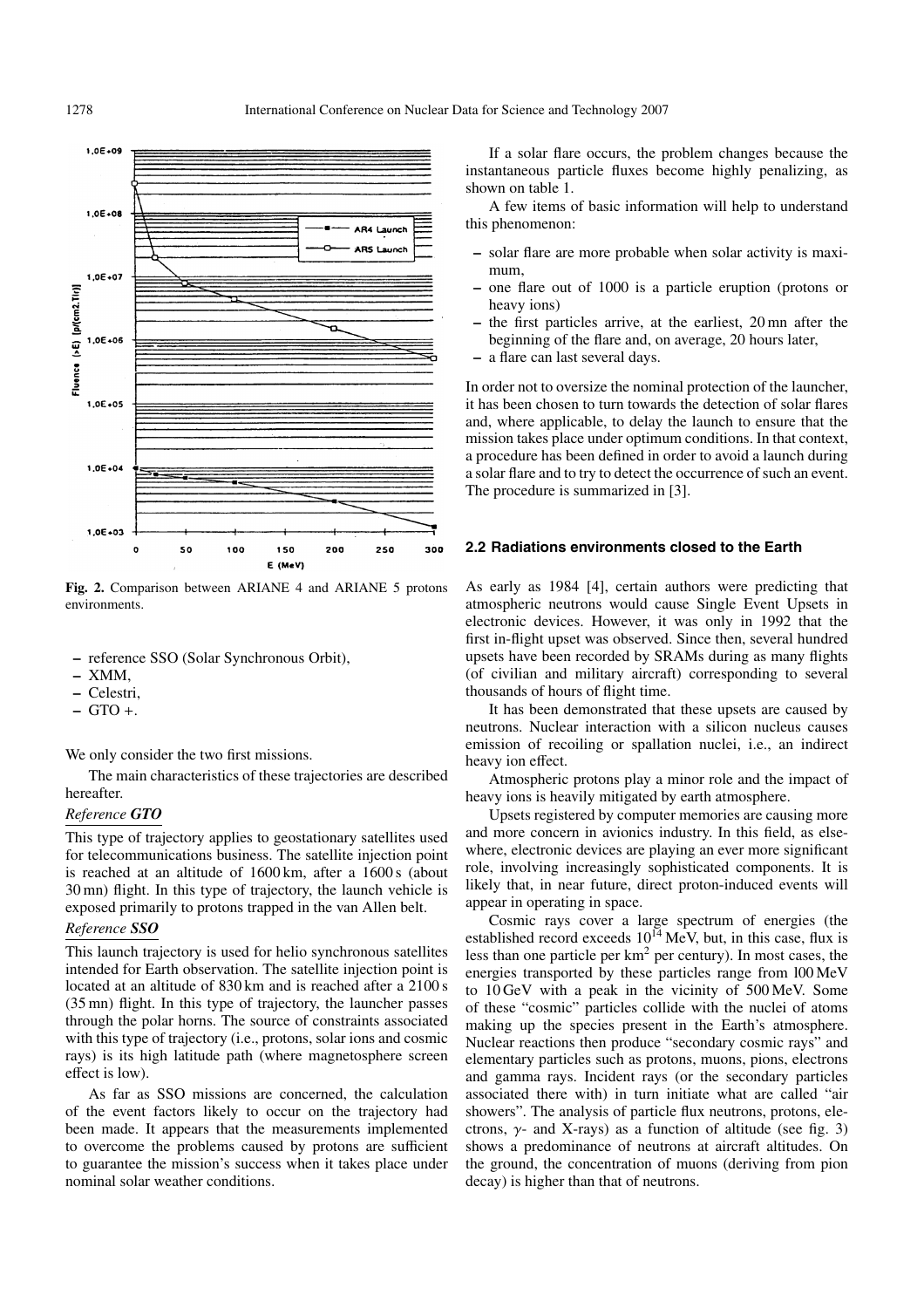Fig. 2. Comparison between ARIANE 4 and ARIANE 5 protons environments.

- reference SSO (Solar Synchronous Orbit),
- XMM,
- Celestri,
- GTO +.

We only consider the two first missions.

The main characteristics of these trajectories are described hereafter.

*Reference **GTO***

This type of trajectory applies to geostationary satellites used for telecommunications business. The satellite injection point is reached at an altitude of 1600 km, after a 1600 s (about 30 mn) flight. In this type of trajectory, the launch vehicle is exposed primarily to protons trapped in the van Allen belt.

*Reference **SSO***

This launch trajectory is used for helio synchronous satellites intended for Earth observation. The satellite injection point is located at an altitude of 830 km and is reached after a 2100 s (35 mn) flight. In this type of trajectory, the launcher passes through the polar horns. The source of constraints associated with this type of trajectory (i.e., protons, solar ions and cosmic rays) is its high latitude path (where magnetosphere screen effect is low).

As far as SSO missions are concerned, the calculation of the event factors likely to occur on the trajectory had been made. It appears that the measurements implemented to overcome the problems caused by protons are sufficient to guarantee the mission's success when it takes place under nominal solar weather conditions.

If a solar flare occurs, the problem changes because the instantaneous particle fluxes become highly penalizing, as shown on table 1.

A few items of basic information will help to understand this phenomenon:

- solar flare are more probable when solar activity is maximum,
- one flare out of 1000 is a particle eruption (protons or heavy ions)
- the first particles arrive, at the earliest, 20 mn after the beginning of the flare and, on average, 20 hours later,
- a flare can last several days.

In order not to oversize the nominal protection of the launcher, it has been chosen to turn towards the detection of solar flares and, where applicable, to delay the launch to ensure that the mission takes place under optimum conditions. In that context, a procedure has been defined in order to avoid a launch during a solar flare and to try to detect the occurrence of such an event. The procedure is summarized in [3].

### 2.2 Radiations environments closed to the Earth

As early as 1984 [4], certain authors were predicting that atmospheric neutrons would cause Single Event Upsets in electronic devices. However, it was only in 1992 that the first in-flight upset was observed. Since then, several hundred upsets have been recorded by SRAMs during as many flights (of civilian and military aircraft) corresponding to several thousands of hours of flight time.

It has been demonstrated that these upsets are caused by neutrons. Nuclear interaction with a silicon nucleus causes emission of recoiling or spallation nuclei, i.e., an indirect heavy ion effect.

Atmospheric protons play a minor role and the impact of heavy ions is heavily mitigated by earth atmosphere.

Upsets registered by computer memories are causing more and more concern in avionics industry. In this field, as elsewhere, electronic devices are playing an ever more significant role, involving increasingly sophisticated components. It is likely that, in near future, direct proton-induced events will appear in operating in space.

Cosmic rays cover a large spectrum of energies (the established record exceeds $10^{14}$ MeV, but, in this case, flux is less than one particle per $km^2$ per century). In most cases, the energies transported by these particles range from 100 MeV to 10 GeV with a peak in the vicinity of 500 MeV. Some of these "cosmic" particles collide with the nuclei of atoms making up the species present in the Earth's atmosphere. Nuclear reactions then produce "secondary cosmic rays" and elementary particles such as protons, muons, pions, electrons and gamma rays. Incident rays (or the secondary particles associated there with) in turn initiate what are called "air showers". The analysis of particle flux neutrons, protons, electrons, $\gamma$- and X-rays) as a function of altitude (see fig. 3) shows a predominance of neutrons at aircraft altitudes. On the ground, the concentration of muons (deriving from pion decay) is higher than that of neutrons.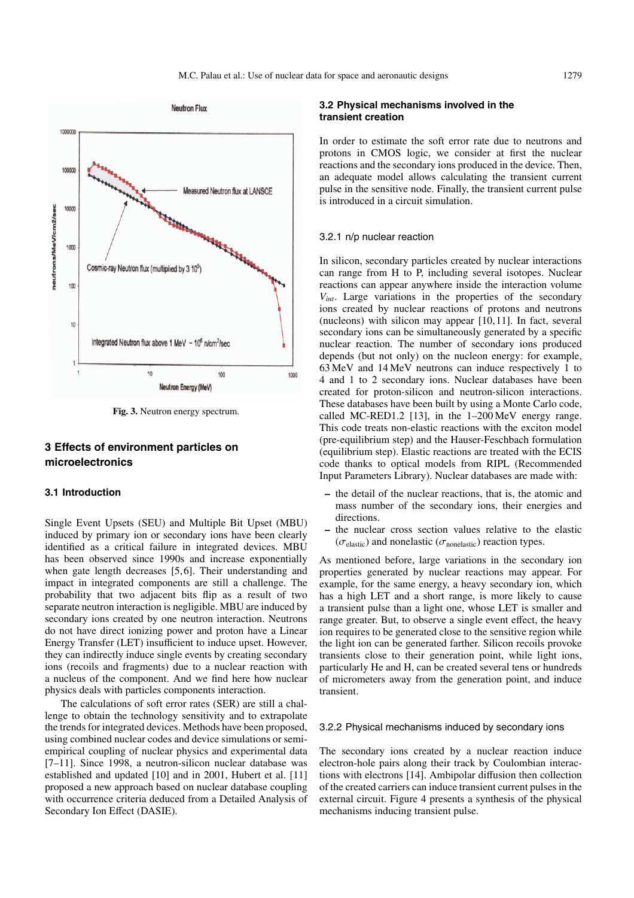Fig. 3. Neutron energy spectrum.

## 3 Effects of environment particles on microelectronics

### 3.1 Introduction

Single Event Upsets (SEU) and Multiple Bit Upset (MBU) induced by primary ion or secondary ions have been clearly identified as a critical failure in integrated devices. MBU has been observed since 1990s and increase exponentially when gate length decreases [5,6]. Their understanding and impact in integrated components are still a challenge. The probability that two adjacent bits flip as a result of two separate neutron interaction is negligible. MBU are induced by secondary ions created by one neutron interaction. Neutrons do not have direct ionizing power and proton have a Linear Energy Transfer (LET) insufficient to induce upset. However, they can indirectly induce single events by creating secondary ions (recoils and fragments) due to a nuclear reaction with a nucleus of the component. And we find here how nuclear physics deals with particles components interaction.

The calculations of soft error rates (SER) are still a challenge to obtain the technology sensitivity and to extrapolate the trends for integrated devices. Methods have been proposed, using combined nuclear codes and device simulations or semi-empirical coupling of nuclear physics and experimental data [7–11]. Since 1998, a neutron-silicon nuclear database was established and updated [10] and in 2001, Hubert et al. [11] proposed a new approach based on nuclear database coupling with occurrence criteria deduced from a Detailed Analysis of Secondary Ion Effect (DASIE).

### 3.2 Physical mechanisms involved in the transient creation

In order to estimate the soft error rate due to neutrons and protons in CMOS logic, we consider at first the nuclear reactions and the secondary ions produced in the device. Then, an adequate model allows calculating the transient current pulse in the sensitive node. Finally, the transient current pulse is introduced in a circuit simulation.

#### 3.2.1 n/p nuclear reaction

In silicon, secondary particles created by nuclear interactions can range from H to P, including several isotopes. Nuclear reactions can appear anywhere inside the interaction volume $V_{int}$. Large variations in the properties of the secondary ions created by nuclear reactions of protons and neutrons (nucleons) with silicon may appear [10,11]. In fact, several secondary ions can be simultaneously generated by a specific nuclear reaction. The number of secondary ions produced depends (but not only) on the nucleon energy: for example, 63 MeV and 14 MeV neutrons can induce respectively 1 to 4 and 1 to 2 secondary ions. Nuclear databases have been created for proton-silicon and neutron-silicon interactions. These databases have been built by using a Monte Carlo code, called MC-RED1.2 [13], in the 1–200 MeV energy range. This code treats non-elastic reactions with the exciton model (pre-equilibrium step) and the Hauser-Feschbach formulation (equilibrium step). Elastic reactions are treated with the ECIS code thanks to optical models from RIPL (Recommended Input Parameters Library). Nuclear databases are made with:

- the detail of the nuclear reactions, that is, the atomic and mass number of the secondary ions, their energies and directions.
- the nuclear cross section values relative to the elastic ($\sigma_{\text{elastic}}$) and nonelastic ($\sigma_{\text{nonelastic}}$) reaction types.

As mentioned before, large variations in the secondary ion properties generated by nuclear reactions may appear. For example, for the same energy, a heavy secondary ion, which has a high LET and a short range, is more likely to cause a transient pulse than a light one, whose LET is smaller and range greater. But, to observe a single event effect, the heavy ion requires to be generated close to the sensitive region while the light ion can be generated farther. Silicon recoils provoke transients close to their generation point, while light ions, particularly He and H, can be created several tens or hundreds of micrometers away from the generation point, and induce transient.

#### 3.2.2 Physical mechanisms induced by secondary ions

The secondary ions created by a nuclear reaction induce electron-hole pairs along their track by Coulombian interactions with electrons [14]. Ambipolar diffusion then collection of the created carriers can induce transient current pulses in the external circuit. Figure 4 presents a synthesis of the physical mechanisms inducing transient pulse.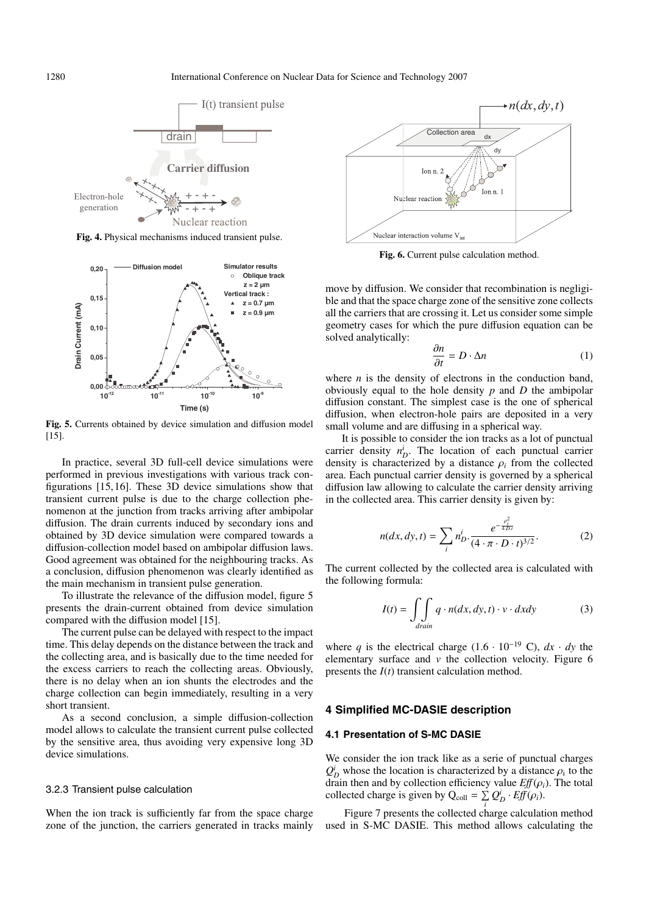Fig. 4. Physical mechanisms induced transient pulse.

Fig. 5. Currents obtained by device simulation and diffusion model [15].

In practice, several 3D full-cell device simulations were performed in previous investigations with various track configurations [15,16]. These 3D device simulations show that transient current pulse is due to the charge collection phenomenon at the junction from tracks arriving after ambipolar diffusion. The drain currents induced by secondary ions and obtained by 3D device simulation were compared towards a diffusion-collection model based on ambipolar diffusion laws. Good agreement was obtained for the neighbouring tracks. As a conclusion, diffusion phenomenon was clearly identified as the main mechanism in transient pulse generation.

To illustrate the relevance of the diffusion model, figure 5 presents the drain-current obtained from device simulation compared with the diffusion model [15].

The current pulse can be delayed with respect to the impact time. This delay depends on the distance between the track and the collecting area, and is basically due to the time needed for the excess carriers to reach the collecting areas. Obviously, there is no delay when an ion shunts the electrodes and the charge collection can begin immediately, resulting in a very short transient.

As a second conclusion, a simple diffusion-collection model allows to calculate the transient current pulse collected by the sensitive area, thus avoiding very expensive long 3D device simulations.

### 3.2.3 Transient pulse calculation

When the ion track is sufficiently far from the space charge zone of the junction, the carriers generated in tracks mainly move by diffusion. We consider that recombination is negligible and that the space charge zone of the sensitive zone collects all the carriers that are crossing it. Let us consider some simple geometry cases for which the pure diffusion equation can be solved analytically:

$$\frac{\partial n}{\partial t} = D \cdot \Delta n \tag{1}$$

where $n$ is the density of electrons in the conduction band, obviously equal to the hole density $p$ and $D$ the ambipolar diffusion constant. The simplest case is the one of spherical diffusion, when electron-hole pairs are deposited in a very small volume and are diffusing in a spherical way.

It is possible to consider the ion tracks as a lot of punctual carrier density $n_D^i$. The location of each punctual carrier density is characterized by a distance $\rho_i$ from the collected area. Each punctual carrier density is governed by a spherical diffusion law allowing to calculate the carrier density arriving in the collected area. This carrier density is given by:

$$n(dx, dy, t) = \sum_i n_D^i \cdot \frac{e^{-\frac{\rho_i^2}{4 \cdot D \cdot t}}}{(4 \cdot \pi \cdot D \cdot t)^{3/2}}. \tag{2}$$

The current collected by the collected area is calculated with the following formula:

$$I(t) = \iint_{drain} q \cdot n(dx, dy, t) \cdot v \cdot dxdy \tag{3}$$

where $q$ is the electrical charge ($1.6 \cdot 10^{-19}$ C), $dx \cdot dy$ the elementary surface and $v$ the collection velocity. Figure 6 presents the $I(t)$ transient calculation method.

Fig. 6. Current pulse calculation method.

## 4 Simplified MC-DASIE description

### 4.1 Presentation of S-MC DASIE

We consider the ion track like as a serie of punctual charges $Q_D^i$ whose the location is characterized by a distance $\rho_i$ to the drain then and by collection efficiency value $Eff(\rho_i)$. The total collected charge is given by $Q_{coll} = \sum_i Q_D^i \cdot Eff(\rho_i)$.

Figure 7 presents the collected charge calculation method used in S-MC DASIE. This method allows calculating the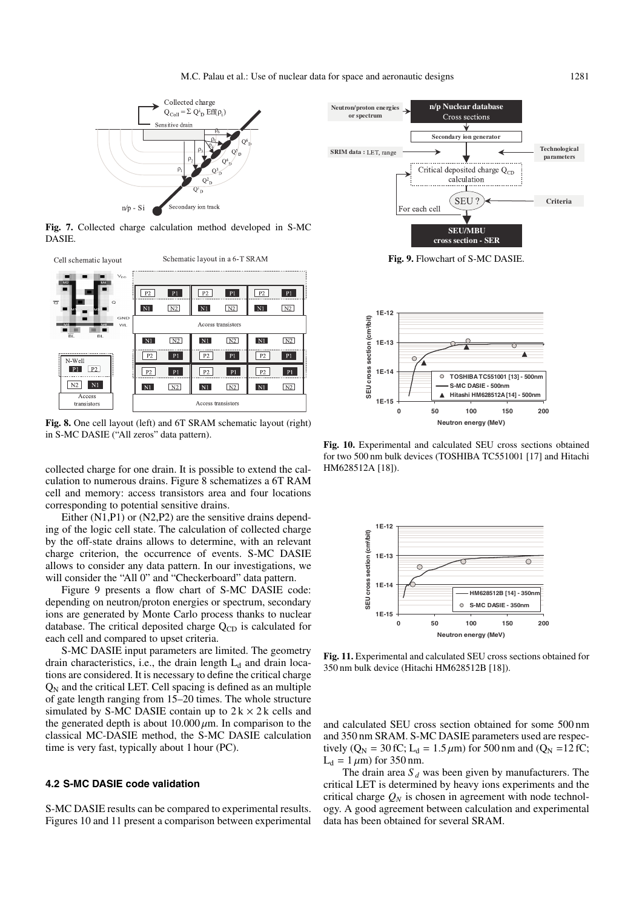Fig. 7. Collected charge calculation method developed in S-MC DASIE.

Fig. 8. One cell layout (left) and 6T SRAM schematic layout (right) in S-MC DASIE ("All zeros" data pattern).

collected charge for one drain. It is possible to extend the calculation to numerous drains. Figure 8 schematizes a 6T RAM cell and memory: access transistors area and four locations corresponding to potential sensitive drains.

Either (N1,P1) or (N2,P2) are the sensitive drains depending of the logic cell state. The calculation of collected charge by the off-state drains allows to determine, with an relevant charge criterion, the occurrence of events. S-MC DASIE allows to consider any data pattern. In our investigations, we will consider the "All 0" and "Checkerboard" data pattern.

Figure 9 presents a flow chart of S-MC DASIE code: depending on neutron/proton energies or spectrum, secondary ions are generated by Monte Carlo process thanks to nuclear database. The critical deposited charge $Q_{CD}$ is calculated for each cell and compared to upset criteria.

S-MC DASIE input parameters are limited. The geometry drain characteristics, i.e., the drain length $L_d$ and drain locations are considered. It is necessary to define the critical charge $Q_N$ and the critical LET. Cell spacing is defined as an multiple of gate length ranging from 15–20 times. The whole structure simulated by S-MC DASIE contain up to $2\,k \times 2\,k$ cells and the generated depth is about $10.000\,\mu$m. In comparison to the classical MC-DASIE method, the S-MC DASIE calculation time is very fast, typically about 1 hour (PC).

### 4.2 S-MC DASIE code validation

S-MC DASIE results can be compared to experimental results. Figures 10 and 11 present a comparison between experimental and calculated SEU cross section obtained for some 500 nm and 350 nm SRAM. S-MC DASIE parameters used are respectively ($Q_N$ = 30 fC; $L_d$ = 1.5 $\mu$m) for 500 nm and ($Q_N$ =12 fC; $L_d$ = 1 $\mu$m) for 350 nm.

The drain area $S_d$ was been given by manufacturers. The critical LET is determined by heavy ions experiments and the critical charge $Q_N$ is chosen in agreement with node technology. A good agreement between calculation and experimental data has been obtained for several SRAM.

Fig. 9. Flowchart of S-MC DASIE.

Fig. 10. Experimental and calculated SEU cross sections obtained for two 500 nm bulk devices (TOSHIBA TC551001 [17] and Hitachi HM628512A [18]).

Fig. 11. Experimental and calculated SEU cross sections obtained for 350 nm bulk device (Hitachi HM628512B [18]).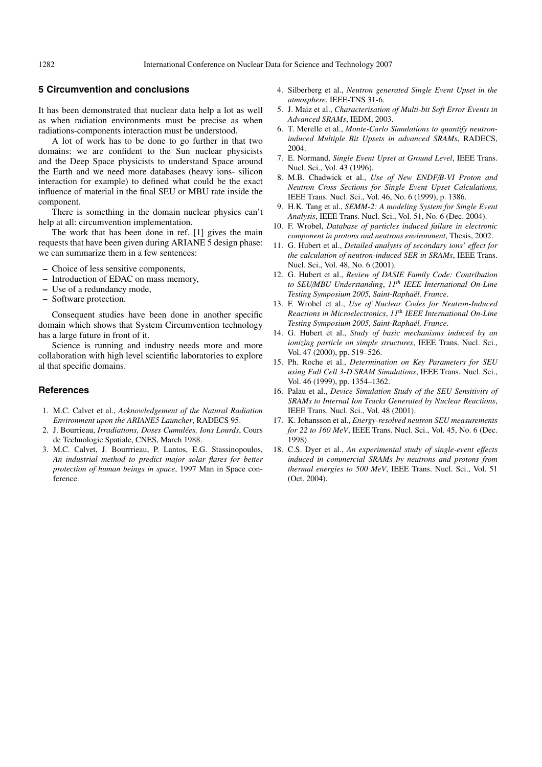## 5 Circumvention and conclusions

It has been demonstrated that nuclear data help a lot as well as when radiation environments must be precise as when radiations-components interaction must be understood.

A lot of work has to be done to go further in that two domains: we are confident to the Sun nuclear physicists and the Deep Space physicists to understand Space around the Earth and we need more databases (heavy ions- silicon interaction for example) to defined what could be the exact influence of material in the final SEU or MBU rate inside the component.

There is something in the domain nuclear physics can't help at all: circumvention implementation.

The work that has been done in ref. [1] gives the main requests that have been given during ARIANE 5 design phase: we can summarize them in a few sentences:

- Choice of less sensitive components,
- Introduction of EDAC on mass memory,
- Use of a redundancy mode,
- Software protection.

Consequent studies have been done in another specific domain which shows that System Circumvention technology has a large future in front of it.

Science is running and industry needs more and more collaboration with high level scientific laboratories to explore al that specific domains.

## References

1. M.C. Calvet et al., *Acknowledgement of the Natural Radiation Environment upon the ARIANE5 Launcher*, RADECS 95.
2. J. Bourrieau, *Irradiations, Doses Cumulées, Ions Lourds*, Cours de Technologie Spatiale, CNES, March 1988.
3. M.C. Calvet, J. Bourrrieau, P. Lantos, E.G. Stassinopoulos, *An industrial method to predict major solar flares for better protection of human beings in space*, 1997 Man in Space conference.
4. Silberberg et al., *Neutron generated Single Event Upset in the atmosphere*, IEEE-TNS 31-6.
5. J. Maiz et al., *Characterisation of Multi-bit Soft Error Events in Advanced SRAMs*, IEDM, 2003.
6. T. Merelle et al., *Monte-Carlo Simulations to quantify neutron-induced Multiple Bit Upsets in advanced SRAMs*, RADECS, 2004.
7. E. Normand, *Single Event Upset at Ground Level*, IEEE Trans. Nucl. Sci., Vol. 43 (1996).
8. M.B. Chadwick et al., *Use of New ENDF/B-VI Proton and Neutron Cross Sections for Single Event Upset Calculations,* IEEE Trans. Nucl. Sci., Vol. 46, No. 6 (1999), p. 1386.
9. H.K. Tang et al., *SEMM-2: A modeling System for Single Event Analysis*, IEEE Trans. Nucl. Sci., Vol. 51, No. 6 (Dec. 2004).
10. F. Wrobel, *Database of particles induced failure in electronic component in protons and neutrons environment*, Thesis, 2002.
11. G. Hubert et al., *Detailed analysis of secondary ions' effect for the calculation of neutron-induced SER in SRAMs*, IEEE Trans. Nucl. Sci., Vol. 48, No. 6 (2001).
12. G. Hubert et al., *Review of DASIE Family Code: Contribution to SEU/MBU Understanding*, *11th IEEE International On-Line Testing Symposium 2005, Saint-Raphaël, France*.
13. F. Wrobel et al., *Use of Nuclear Codes for Neutron-Induced Reactions in Microelectronics*, *11th IEEE International On-Line Testing Symposium 2005, Saint-Raphaël, France*.
14. G. Hubert et al., *Study of basic mechanisms induced by an ionizing particle on simple structures*, IEEE Trans. Nucl. Sci., Vol. 47 (2000), pp. 519–526.
15. Ph. Roche et al., *Determination on Key Parameters for SEU using Full Cell 3-D SRAM Simulations*, IEEE Trans. Nucl. Sci., Vol. 46 (1999), pp. 1354–1362.
16. Palau et al., *Device Simulation Study of the SEU Sensitivity of SRAMs to Internal Ion Tracks Generated by Nuclear Reactions*, IEEE Trans. Nucl. Sci., Vol. 48 (2001).
17. K. Johansson et al., *Energy-resolved neutron SEU measurements for 22 to 160 MeV*, IEEE Trans. Nucl. Sci., Vol. 45, No. 6 (Dec. 1998).
18. C.S. Dyer et al., *An experimental study of single-event effects induced in commercial SRAMs by neutrons and protons from thermal energies to 500 MeV*, IEEE Trans. Nucl. Sci., Vol. 51 (Oct. 2004).